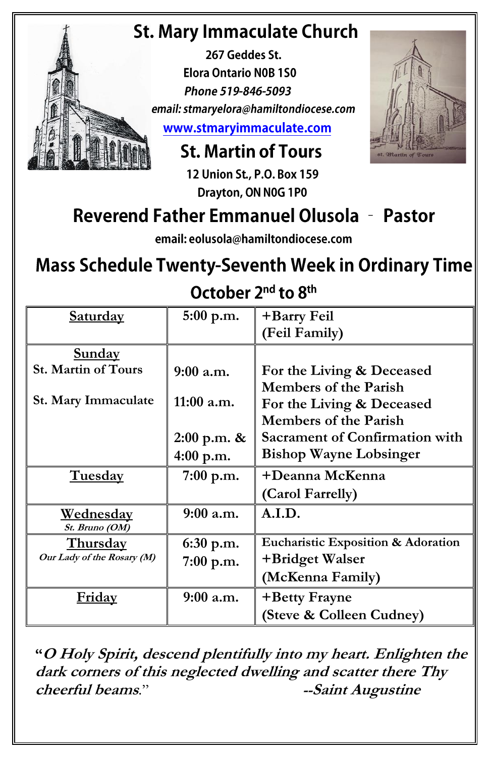# St. Mary Immaculate Church

**267 Geddes St.**
**Elora Ontario N0B 1S0**
***Phone 519-846-5093***
***email: stmaryelora@hamiltondiocese.com***
**www.stmaryimmaculate.com**

## St. Martin of Tours

**12 Union St., P.O. Box 159**
**Drayton, ON N0G 1P0**

## Reverend Father Emmanuel Olusola – Pastor

**email: eolusola@hamiltondiocese.com**

## Mass Schedule Twenty-Seventh Week in Ordinary Time

## October 2nd to 8th

| Day | Time | Intention |
|---|---|---|
| **Saturday** | 5:00 p.m. | +Barry Feil (Feil Family) |
| **Sunday** St. Martin of Tours | 9:00 a.m. | For the Living & Deceased Members of the Parish |
| St. Mary Immaculate | 11:00 a.m. | For the Living & Deceased Members of the Parish |
| | 2:00 p.m. & 4:00 p.m. | Sacrament of Confirmation with Bishop Wayne Lobsinger |
| **Tuesday** | 7:00 p.m. | +Deanna McKenna (Carol Farrelly) |
| **Wednesday** *St. Bruno (OM)* | 9:00 a.m. | A.I.D. |
| **Thursday** *Our Lady of the Rosary (M)* | 6:30 p.m. | Eucharistic Exposition & Adoration |
| | 7:00 p.m. | +Bridget Walser (McKenna Family) |
| **Friday** | 9:00 a.m. | +Betty Frayne (Steve & Colleen Cudney) |

"***O Holy Spirit, descend plentifully into my heart. Enlighten the dark corners of this neglected dwelling and scatter there Thy cheerful beams.***" ***--Saint Augustine***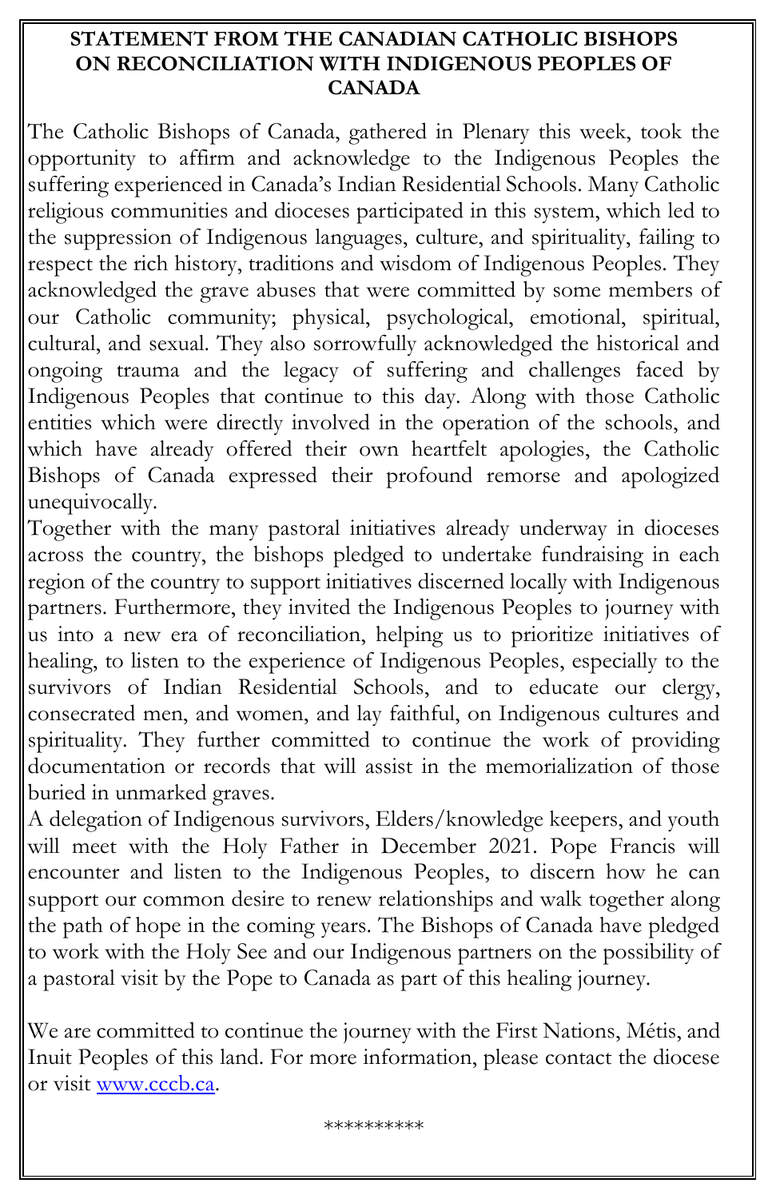# STATEMENT FROM THE CANADIAN CATHOLIC BISHOPS ON RECONCILIATION WITH INDIGENOUS PEOPLES OF CANADA

The Catholic Bishops of Canada, gathered in Plenary this week, took the opportunity to affirm and acknowledge to the Indigenous Peoples the suffering experienced in Canada's Indian Residential Schools. Many Catholic religious communities and dioceses participated in this system, which led to the suppression of Indigenous languages, culture, and spirituality, failing to respect the rich history, traditions and wisdom of Indigenous Peoples. They acknowledged the grave abuses that were committed by some members of our Catholic community; physical, psychological, emotional, spiritual, cultural, and sexual. They also sorrowfully acknowledged the historical and ongoing trauma and the legacy of suffering and challenges faced by Indigenous Peoples that continue to this day. Along with those Catholic entities which were directly involved in the operation of the schools, and which have already offered their own heartfelt apologies, the Catholic Bishops of Canada expressed their profound remorse and apologized unequivocally.

Together with the many pastoral initiatives already underway in dioceses across the country, the bishops pledged to undertake fundraising in each region of the country to support initiatives discerned locally with Indigenous partners. Furthermore, they invited the Indigenous Peoples to journey with us into a new era of reconciliation, helping us to prioritize initiatives of healing, to listen to the experience of Indigenous Peoples, especially to the survivors of Indian Residential Schools, and to educate our clergy, consecrated men, and women, and lay faithful, on Indigenous cultures and spirituality. They further committed to continue the work of providing documentation or records that will assist in the memorialization of those buried in unmarked graves.

A delegation of Indigenous survivors, Elders/knowledge keepers, and youth will meet with the Holy Father in December 2021. Pope Francis will encounter and listen to the Indigenous Peoples, to discern how he can support our common desire to renew relationships and walk together along the path of hope in the coming years. The Bishops of Canada have pledged to work with the Holy See and our Indigenous partners on the possibility of a pastoral visit by the Pope to Canada as part of this healing journey.

We are committed to continue the journey with the First Nations, Métis, and Inuit Peoples of this land. For more information, please contact the diocese or visit www.cccb.ca.

**********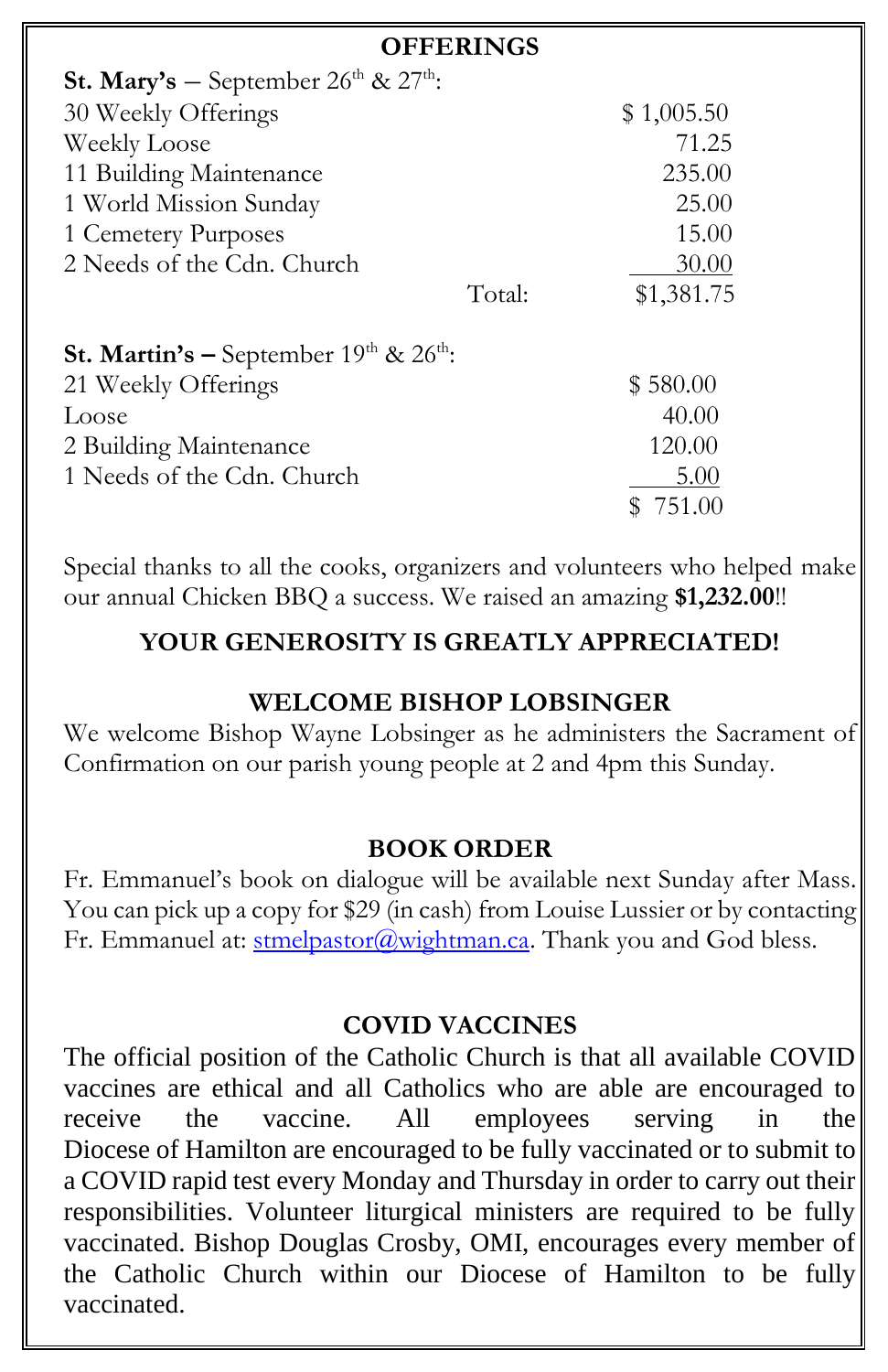## OFFERINGS

**St. Mary's** – September 26th & 27th:

| | | |
|---|---|---|
| 30 Weekly Offerings | | $ 1,005.50 |
| Weekly Loose | | 71.25 |
| 11 Building Maintenance | | 235.00 |
| 1 World Mission Sunday | | 25.00 |
| 1 Cemetery Purposes | | 15.00 |
| 2 Needs of the Cdn. Church | | 30.00 |
| | Total: | $1,381.75 |

**St. Martin's –** September 19th & 26th:

| | |
|---|---|
| 21 Weekly Offerings | $ 580.00 |
| Loose | 40.00 |
| 2 Building Maintenance | 120.00 |
| 1 Needs of the Cdn. Church | 5.00 |
| | $ 751.00 |

Special thanks to all the cooks, organizers and volunteers who helped make our annual Chicken BBQ a success. We raised an amazing **$1,232.00**!!

**YOUR GENEROSITY IS GREATLY APPRECIATED!**

## WELCOME BISHOP LOBSINGER

We welcome Bishop Wayne Lobsinger as he administers the Sacrament of Confirmation on our parish young people at 2 and 4pm this Sunday.

## BOOK ORDER

Fr. Emmanuel's book on dialogue will be available next Sunday after Mass. You can pick up a copy for $29 (in cash) from Louise Lussier or by contacting Fr. Emmanuel at: stmelpastor@wightman.ca. Thank you and God bless.

## COVID VACCINES

The official position of the Catholic Church is that all available COVID vaccines are ethical and all Catholics who are able are encouraged to receive the vaccine. All employees serving in the Diocese of Hamilton are encouraged to be fully vaccinated or to submit to a COVID rapid test every Monday and Thursday in order to carry out their responsibilities. Volunteer liturgical ministers are required to be fully vaccinated. Bishop Douglas Crosby, OMI, encourages every member of the Catholic Church within our Diocese of Hamilton to be fully vaccinated.